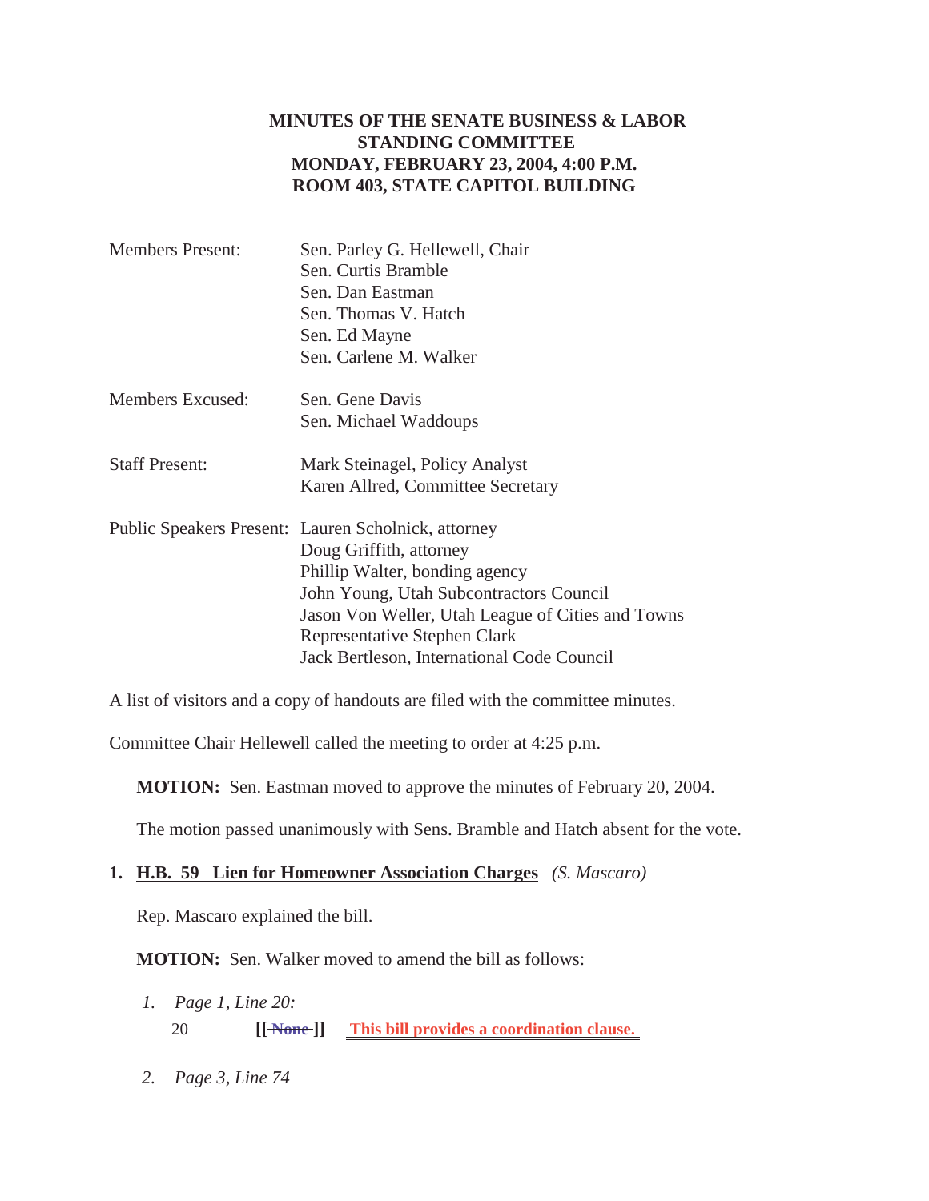# MINUTES OF THE SENATE BUSINESS & LABOR STANDING COMMITTEE
## MONDAY, FEBRUARY 23, 2004, 4:00 P.M.
## ROOM 403, STATE CAPITOL BUILDING

| | |
|---|---|
| Members Present: | Sen. Parley G. Hellewell, Chair<br>Sen. Curtis Bramble<br>Sen. Dan Eastman<br>Sen. Thomas V. Hatch<br>Sen. Ed Mayne<br>Sen. Carlene M. Walker |
| Members Excused: | Sen. Gene Davis<br>Sen. Michael Waddoups |
| Staff Present: | Mark Steinagel, Policy Analyst<br>Karen Allred, Committee Secretary |
| Public Speakers Present: | Lauren Scholnick, attorney<br>Doug Griffith, attorney<br>Phillip Walter, bonding agency<br>John Young, Utah Subcontractors Council<br>Jason Von Weller, Utah League of Cities and Towns<br>Representative Stephen Clark<br>Jack Bertleson, International Code Council |

A list of visitors and a copy of handouts are filed with the committee minutes.

Committee Chair Hellewell called the meeting to order at 4:25 p.m.

**MOTION:** Sen. Eastman moved to approve the minutes of February 20, 2004.

The motion passed unanimously with Sens. Bramble and Hatch absent for the vote.

**1. H.B. 59 Lien for Homeowner Association Charges** *(S. Mascaro)*

Rep. Mascaro explained the bill.

**MOTION:** Sen. Walker moved to amend the bill as follows:

1. *Page 1, Line 20:*

   20 **[[ ~~None~~ ]]** **This bill provides a coordination clause.**

2. *Page 3, Line 74*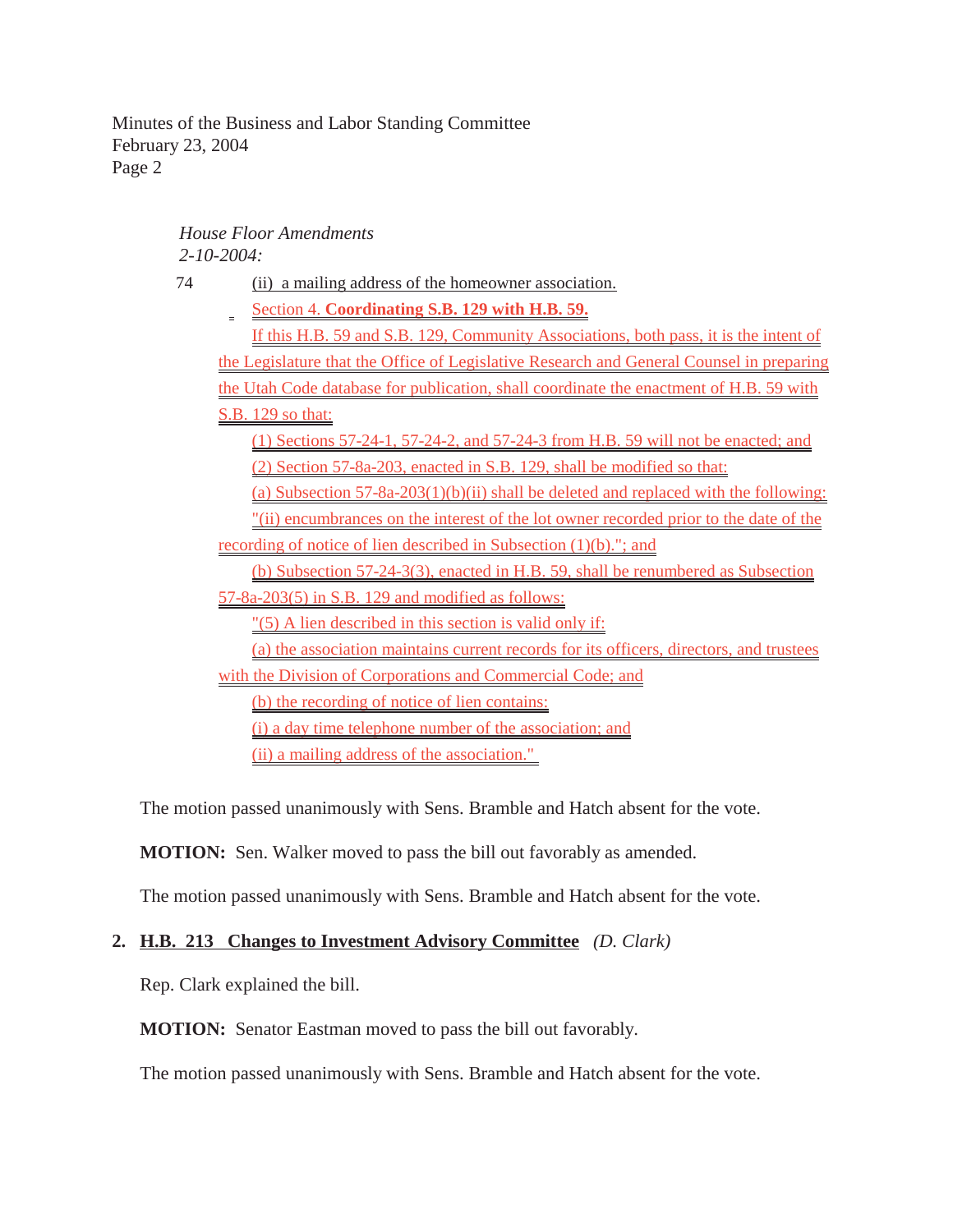*House Floor Amendments 2-10-2004:*

74 (ii) a mailing address of the homeowner association.

Section 4. **Coordinating S.B. 129 with H.B. 59.**

If this H.B. 59 and S.B. 129, Community Associations, both pass, it is the intent of the Legislature that the Office of Legislative Research and General Counsel in preparing the Utah Code database for publication, shall coordinate the enactment of H.B. 59 with S.B. 129 so that:

(1) Sections 57-24-1, 57-24-2, and 57-24-3 from H.B. 59 will not be enacted; and

(2) Section 57-8a-203, enacted in S.B. 129, shall be modified so that:

(a) Subsection 57-8a-203(1)(b)(ii) shall be deleted and replaced with the following: "(ii) encumbrances on the interest of the lot owner recorded prior to the date of the recording of notice of lien described in Subsection (1)(b)."; and

(b) Subsection 57-24-3(3), enacted in H.B. 59, shall be renumbered as Subsection 57-8a-203(5) in S.B. 129 and modified as follows:

"(5) A lien described in this section is valid only if:

(a) the association maintains current records for its officers, directors, and trustees with the Division of Corporations and Commercial Code; and

(b) the recording of notice of lien contains:

(i) a day time telephone number of the association; and

(ii) a mailing address of the association."

The motion passed unanimously with Sens. Bramble and Hatch absent for the vote.

**MOTION:** Sen. Walker moved to pass the bill out favorably as amended.

The motion passed unanimously with Sens. Bramble and Hatch absent for the vote.

**2. H.B. 213 Changes to Investment Advisory Committee** *(D. Clark)*

Rep. Clark explained the bill.

**MOTION:** Senator Eastman moved to pass the bill out favorably.

The motion passed unanimously with Sens. Bramble and Hatch absent for the vote.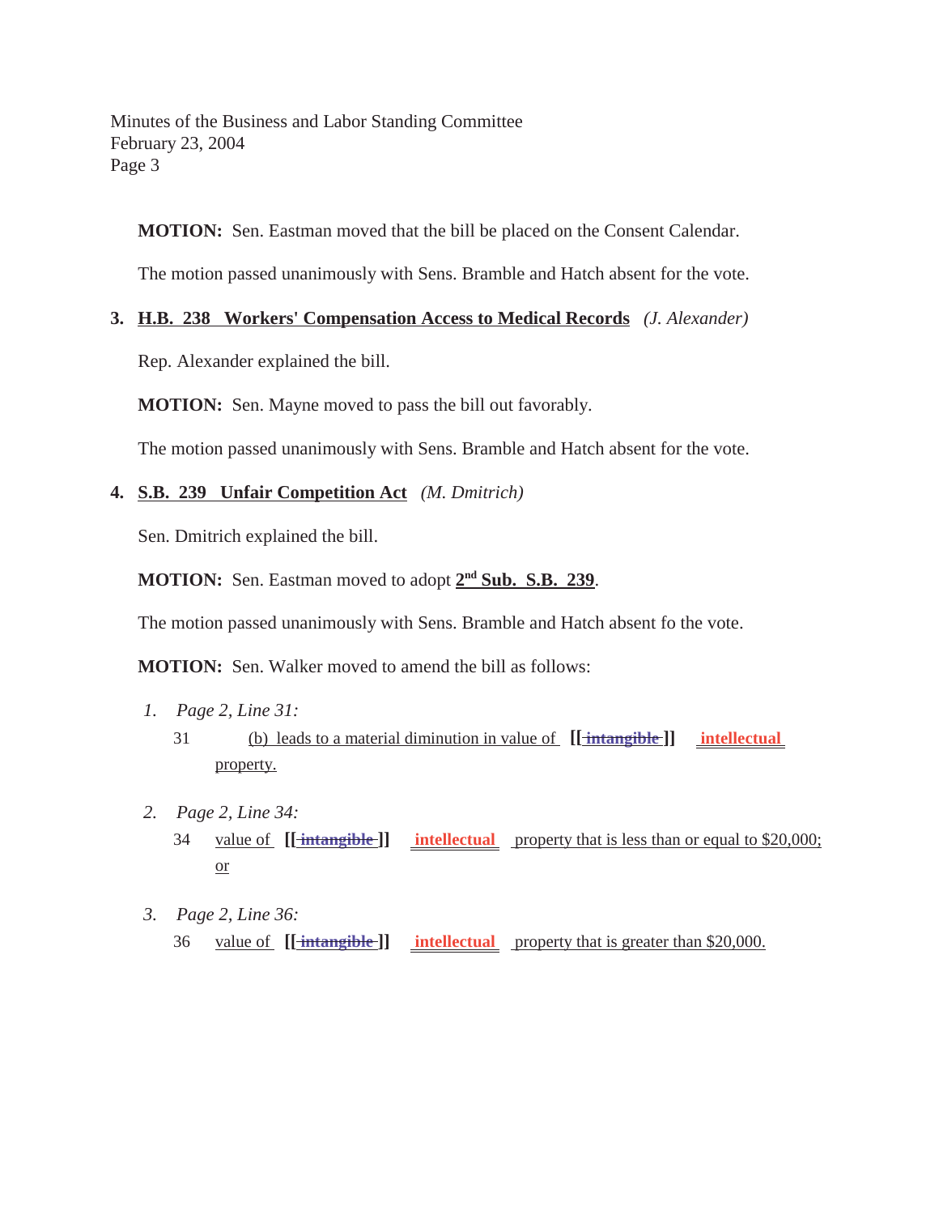**MOTION:** Sen. Eastman moved that the bill be placed on the Consent Calendar.

The motion passed unanimously with Sens. Bramble and Hatch absent for the vote.

**3. H.B. 238 Workers' Compensation Access to Medical Records** *(J. Alexander)*

Rep. Alexander explained the bill.

**MOTION:** Sen. Mayne moved to pass the bill out favorably.

The motion passed unanimously with Sens. Bramble and Hatch absent for the vote.

**4. S.B. 239 Unfair Competition Act** *(M. Dmitrich)*

Sen. Dmitrich explained the bill.

**MOTION:** Sen. Eastman moved to adopt **2nd Sub. S.B. 239**.

The motion passed unanimously with Sens. Bramble and Hatch absent fo the vote.

**MOTION:** Sen. Walker moved to amend the bill as follows:

1. *Page 2, Line 31:*

   31 (b) leads to a material diminution in value of **[[ ~~intangible~~ ]]** **intellectual** property.

2. *Page 2, Line 34:*

   34 value of **[[ ~~intangible~~ ]]** **intellectual** property that is less than or equal to $20,000; or

3. *Page 2, Line 36:*

   36 value of **[[ ~~intangible~~ ]]** **intellectual** property that is greater than $20,000.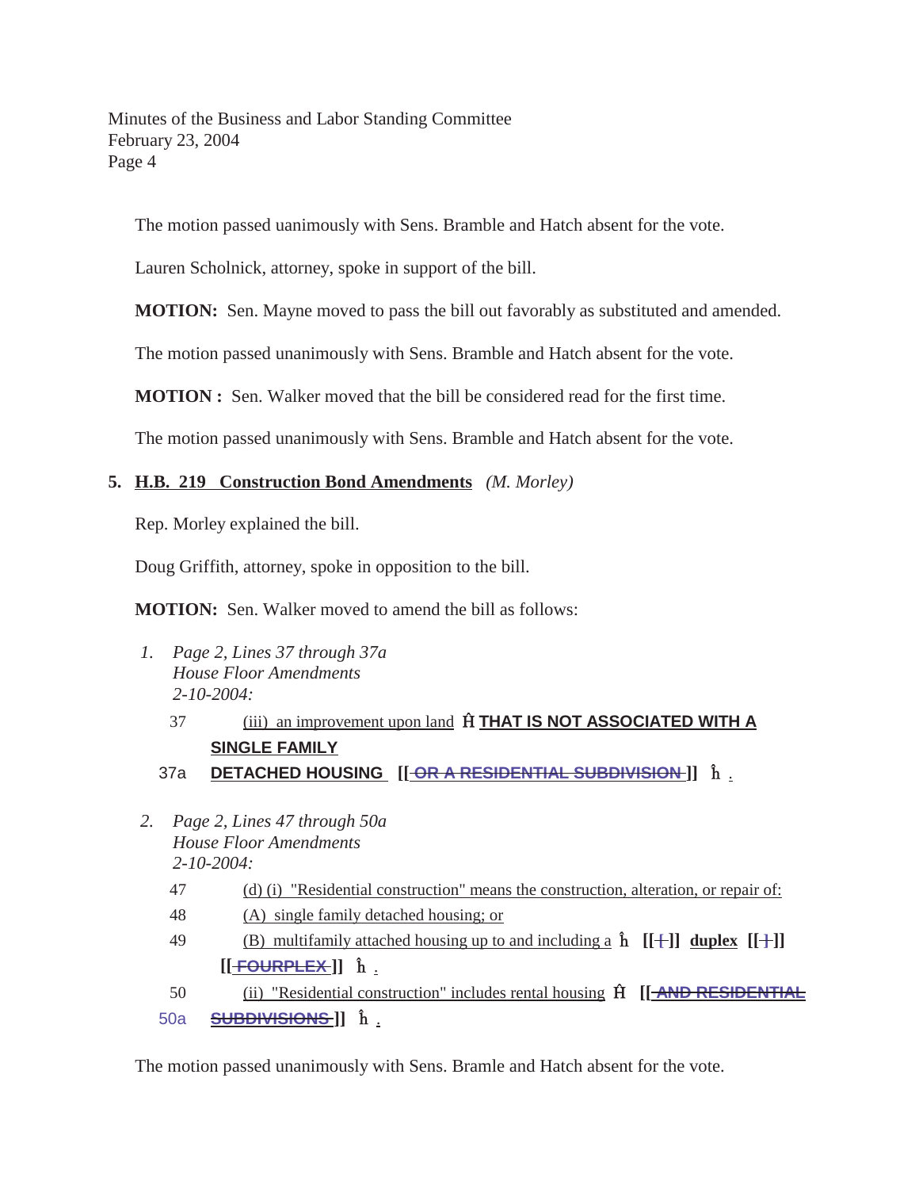The motion passed uanimously with Sens. Bramble and Hatch absent for the vote.

Lauren Scholnick, attorney, spoke in support of the bill.

**MOTION:** Sen. Mayne moved to pass the bill out favorably as substituted and amended.

The motion passed unanimously with Sens. Bramble and Hatch absent for the vote.

**MOTION :** Sen. Walker moved that the bill be considered read for the first time.

The motion passed unanimously with Sens. Bramble and Hatch absent for the vote.

**5. H.B. 219 Construction Bond Amendments** *(M. Morley)*

Rep. Morley explained the bill.

Doug Griffith, attorney, spoke in opposition to the bill.

**MOTION:** Sen. Walker moved to amend the bill as follows:

1. *Page 2, Lines 37 through 37a*
   *House Floor Amendments*
   *2-10-2004:*

   37 (iii) an improvement upon land Ĥ **THAT IS NOT ASSOCIATED WITH A SINGLE FAMILY**

   37a **DETACHED HOUSING** **[[** ~~OR A RESIDENTIAL SUBDIVISION~~ **]]** ĥ .

2. *Page 2, Lines 47 through 50a*
   *House Floor Amendments*
   *2-10-2004:*

   47 (d) (i) "Residential construction" means the construction, alteration, or repair of:

   48 (A) single family detached housing; or

   49 (B) multifamily attached housing up to and including a ĥ **[[** ~~(~~ **]]** **duplex** **[[** ~~)~~ **]]** **[[** ~~FOURPLEX~~ **]]** ĥ .

   50 (ii) "Residential construction" includes rental housing Ĥ **[[** ~~AND RESIDENTIAL~~

   50a ~~SUBDIVISIONS~~ **]]** ĥ .

The motion passed unanimously with Sens. Bramle and Hatch absent for the vote.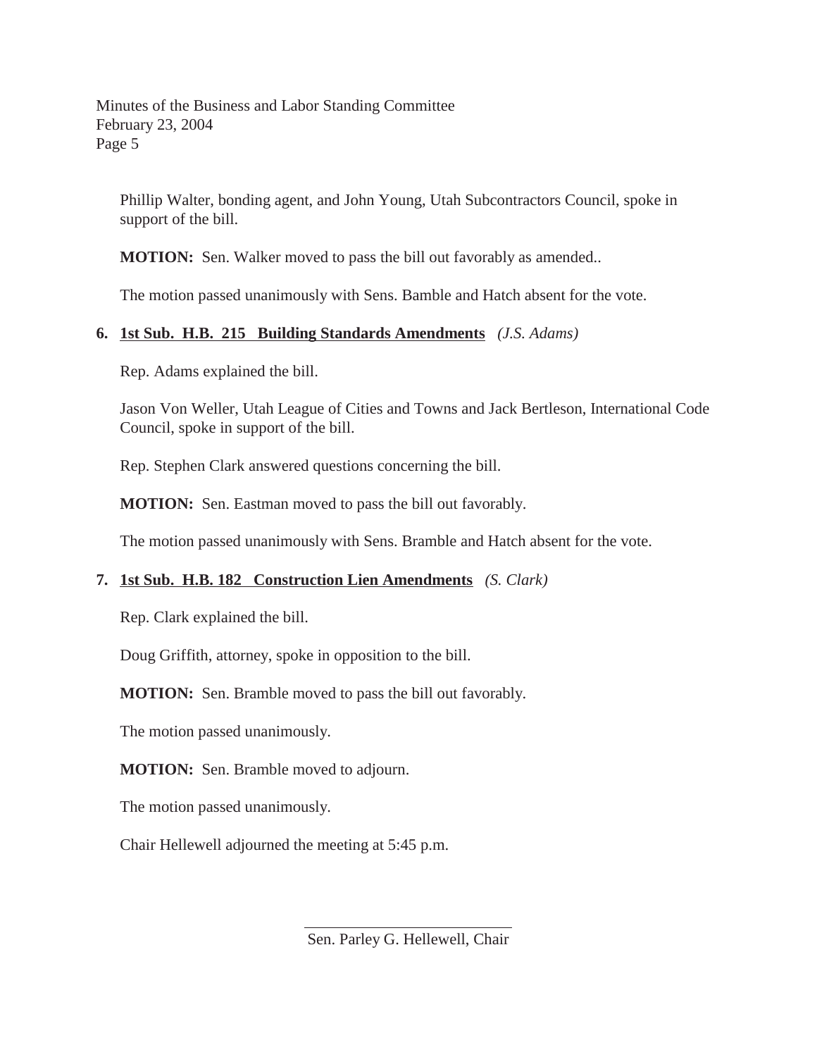Phillip Walter, bonding agent, and John Young, Utah Subcontractors Council, spoke in support of the bill.

**MOTION:** Sen. Walker moved to pass the bill out favorably as amended..

The motion passed unanimously with Sens. Bamble and Hatch absent for the vote.

**6. 1st Sub. H.B. 215 Building Standards Amendments** *(J.S. Adams)*

Rep. Adams explained the bill.

Jason Von Weller, Utah League of Cities and Towns and Jack Bertleson, International Code Council, spoke in support of the bill.

Rep. Stephen Clark answered questions concerning the bill.

**MOTION:** Sen. Eastman moved to pass the bill out favorably.

The motion passed unanimously with Sens. Bramble and Hatch absent for the vote.

**7. 1st Sub. H.B. 182 Construction Lien Amendments** *(S. Clark)*

Rep. Clark explained the bill.

Doug Griffith, attorney, spoke in opposition to the bill.

**MOTION:** Sen. Bramble moved to pass the bill out favorably.

The motion passed unanimously.

**MOTION:** Sen. Bramble moved to adjourn.

The motion passed unanimously.

Chair Hellewell adjourned the meeting at 5:45 p.m.

Sen. Parley G. Hellewell, Chair